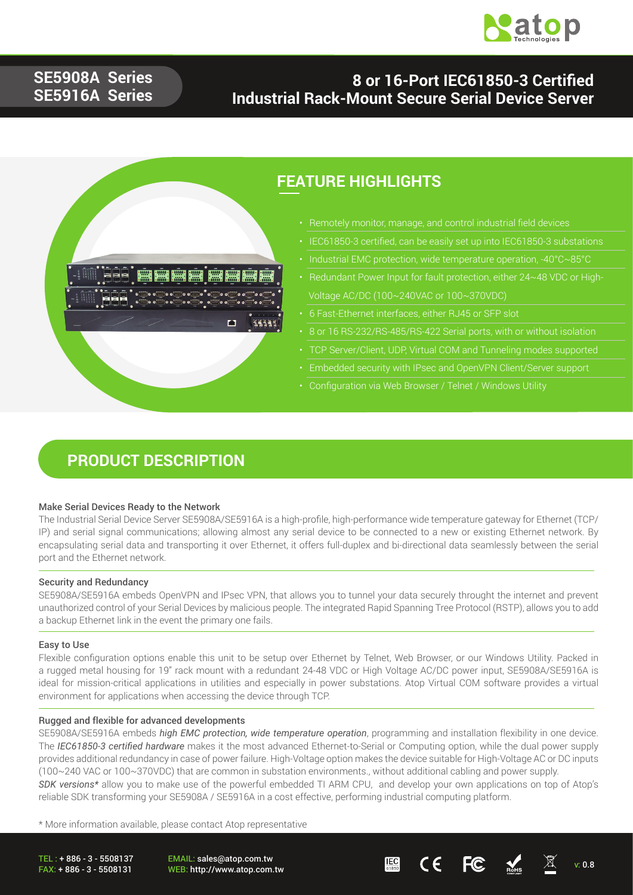# SE5908A Series
# SE5916A Series

## 8 or 16-Port IEC61850-3 Certified Industrial Rack-Mount Secure Serial Device Server

## FEATURE HIGHLIGHTS

- Remotely monitor, manage, and control industrial field devices
- IEC61850-3 certified, can be easily set up into IEC61850-3 substations
- Industrial EMC protection, wide temperature operation, -40°C~85°C
- Redundant Power Input for fault protection, either 24~48 VDC or High-Voltage AC/DC (100~240VAC or 100~370VDC)
- 6 Fast-Ethernet interfaces, either RJ45 or SFP slot
- 8 or 16 RS-232/RS-485/RS-422 Serial ports, with or without isolation
- TCP Server/Client, UDP, Virtual COM and Tunneling modes supported
- Embedded security with IPsec and OpenVPN Client/Server support
- Configuration via Web Browser / Telnet / Windows Utility

## PRODUCT DESCRIPTION

### Make Serial Devices Ready to the Network

The Industrial Serial Device Server SE5908A/SE5916A is a high-profile, high-performance wide temperature gateway for Ethernet (TCP/IP) and serial signal communications; allowing almost any serial device to be connected to a new or existing Ethernet network. By encapsulating serial data and transporting it over Ethernet, it offers full-duplex and bi-directional data seamlessly between the serial port and the Ethernet network.

### Security and Redundancy

SE5908A/SE5916A embeds OpenVPN and IPsec VPN, that allows you to tunnel your data securely throught the internet and prevent unauthorized control of your Serial Devices by malicious people. The integrated Rapid Spanning Tree Protocol (RSTP), allows you to add a backup Ethernet link in the event the primary one fails.

### Easy to Use

Flexible configuration options enable this unit to be setup over Ethernet by Telnet, Web Browser, or our Windows Utility. Packed in a rugged metal housing for 19" rack mount with a redundant 24-48 VDC or High Voltage AC/DC power input, SE5908A/SE5916A is ideal for mission-critical applications in utilities and especially in power substations. Atop Virtual COM software provides a virtual environment for applications when accessing the device through TCP.

### Rugged and flexible for advanced developments

SE5908A/SE5916A embeds *high EMC protection, wide temperature operation*, programming and installation flexibility in one device. The *IEC61850-3 certified hardware* makes it the most advanced Ethernet-to-Serial or Computing option, while the dual power supply provides additional redundancy in case of power failure. High-Voltage option makes the device suitable for High-Voltage AC or DC inputs (100~240 VAC or 100~370VDC) that are common in substation environments., without additional cabling and power supply.

*SDK versions** allow you to make use of the powerful embedded TI ARM CPU, and develop your own applications on top of Atop's reliable SDK transforming your SE5908A / SE5916A in a cost effective, performing industrial computing platform.

\* More information available, please contact Atop representative

TEL : + 886 - 3 - 5508137
FAX: + 886 - 3 - 5508131

EMAIL: sales@atop.com.tw
WEB: http://www.atop.com.tw

v: 0.8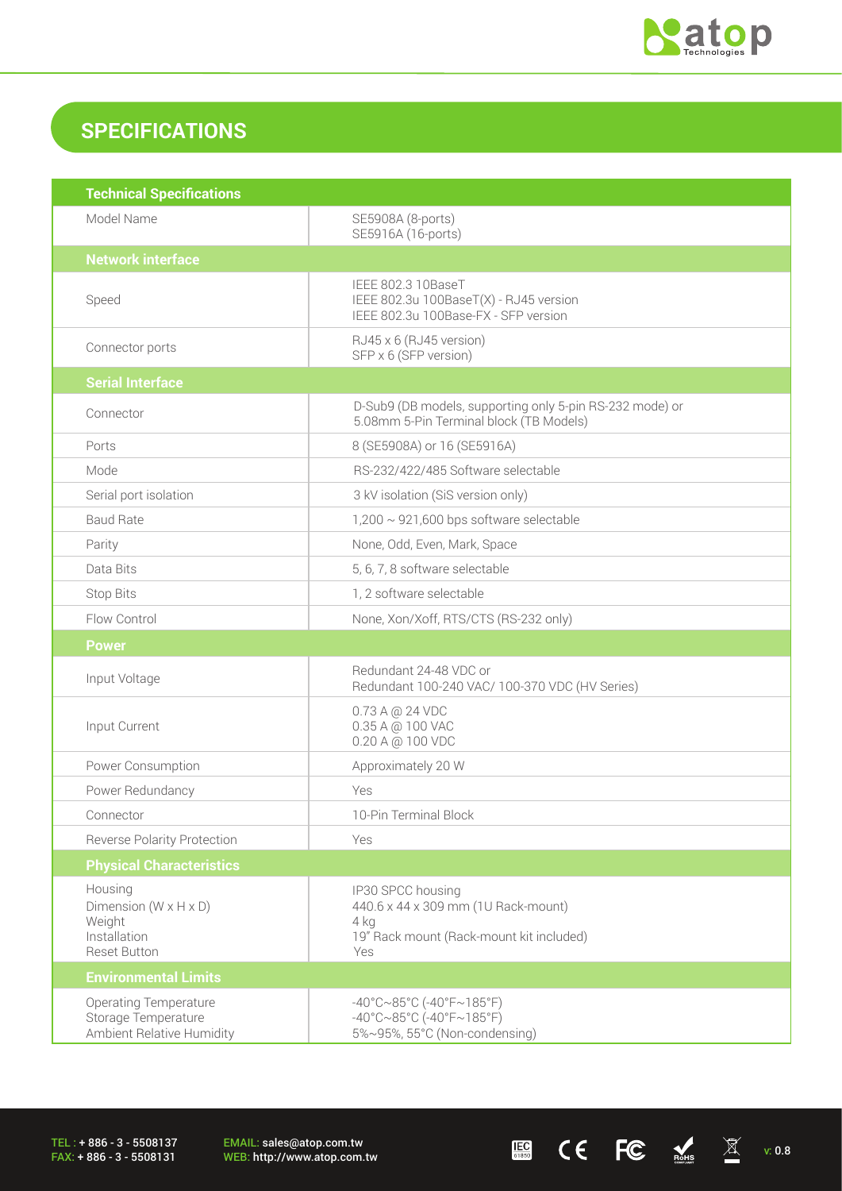## SPECIFICATIONS

| Technical Specifications | |
|---|---|
| Model Name | SE5908A (8-ports)<br>SE5916A (16-ports) |
| **Network interface** | |
| Speed | IEEE 802.3 10BaseT<br>IEEE 802.3u 100BaseT(X) - RJ45 version<br>IEEE 802.3u 100Base-FX - SFP version |
| Connector ports | RJ45 x 6 (RJ45 version)<br>SFP x 6 (SFP version) |
| **Serial Interface** | |
| Connector | D-Sub9 (DB models, supporting only 5-pin RS-232 mode) or<br>5.08mm 5-Pin Terminal block (TB Models) |
| Ports | 8 (SE5908A) or 16 (SE5916A) |
| Mode | RS-232/422/485 Software selectable |
| Serial port isolation | 3 kV isolation (SiS version only) |
| Baud Rate | 1,200 ~ 921,600 bps software selectable |
| Parity | None, Odd, Even, Mark, Space |
| Data Bits | 5, 6, 7, 8 software selectable |
| Stop Bits | 1, 2 software selectable |
| Flow Control | None, Xon/Xoff, RTS/CTS (RS-232 only) |
| **Power** | |
| Input Voltage | Redundant 24-48 VDC or<br>Redundant 100-240 VAC/ 100-370 VDC (HV Series) |
| Input Current | 0.73 A @ 24 VDC<br>0.35 A @ 100 VAC<br>0.20 A @ 100 VDC |
| Power Consumption | Approximately 20 W |
| Power Redundancy | Yes |
| Connector | 10-Pin Terminal Block |
| Reverse Polarity Protection | Yes |
| **Physical Characteristics** | |
| Housing<br>Dimension (W x H x D)<br>Weight<br>Installation<br>Reset Button | IP30 SPCC housing<br>440.6 x 44 x 309 mm (1U Rack-mount)<br>4 kg<br>19" Rack mount (Rack-mount kit included)<br>Yes |
| **Environmental Limits** | |
| Operating Temperature<br>Storage Temperature<br>Ambient Relative Humidity | -40°C~85°C (-40°F~185°F)<br>-40°C~85°C (-40°F~185°F)<br>5%~95%, 55°C (Non-condensing) |

TEL : + 886 - 3 - 5508137
FAX: + 886 - 3 - 5508131

EMAIL: sales@atop.com.tw
WEB: http://www.atop.com.tw

v: 0.8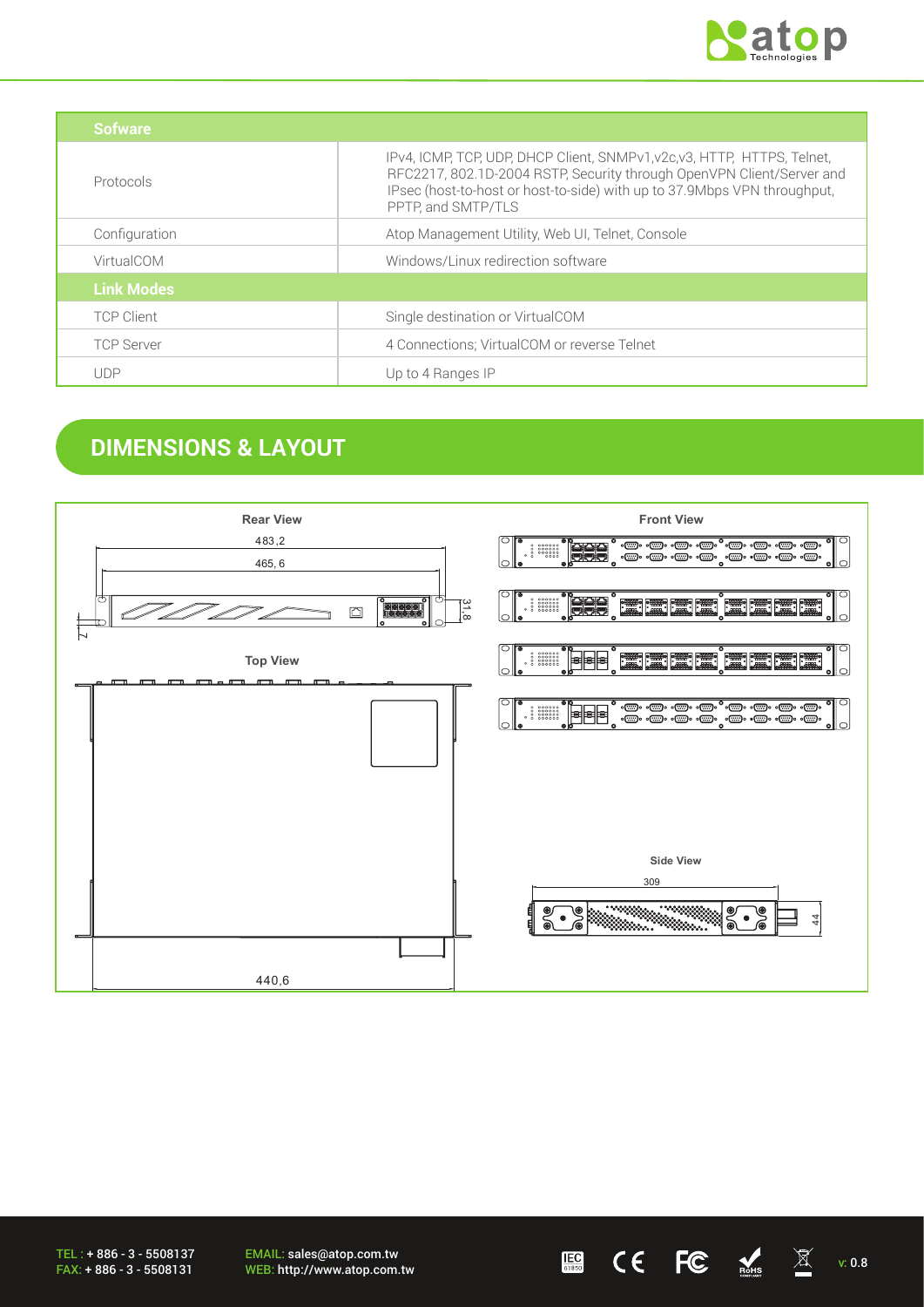| Sofware | |
|---|---|
| Protocols | IPv4, ICMP, TCP, UDP, DHCP Client, SNMPv1,v2c,v3, HTTP, HTTPS, Telnet, RFC2217, 802.1D-2004 RSTP, Security through OpenVPN Client/Server and IPsec (host-to-host or host-to-side) with up to 37.9Mbps VPN throughput, PPTP, and SMTP/TLS |
| Configuration | Atop Management Utility, Web UI, Telnet, Console |
| VirtualCOM | Windows/Linux redirection software |
| **Link Modes** | |
| TCP Client | Single destination or VirtualCOM |
| TCP Server | 4 Connections; VirtualCOM or reverse Telnet |
| UDP | Up to 4 Ranges IP |

## DIMENSIONS & LAYOUT

**Rear View**

483,2

465, 6

31,8

7

**Top View**

440,6

**Front View**

**Side View**

309

44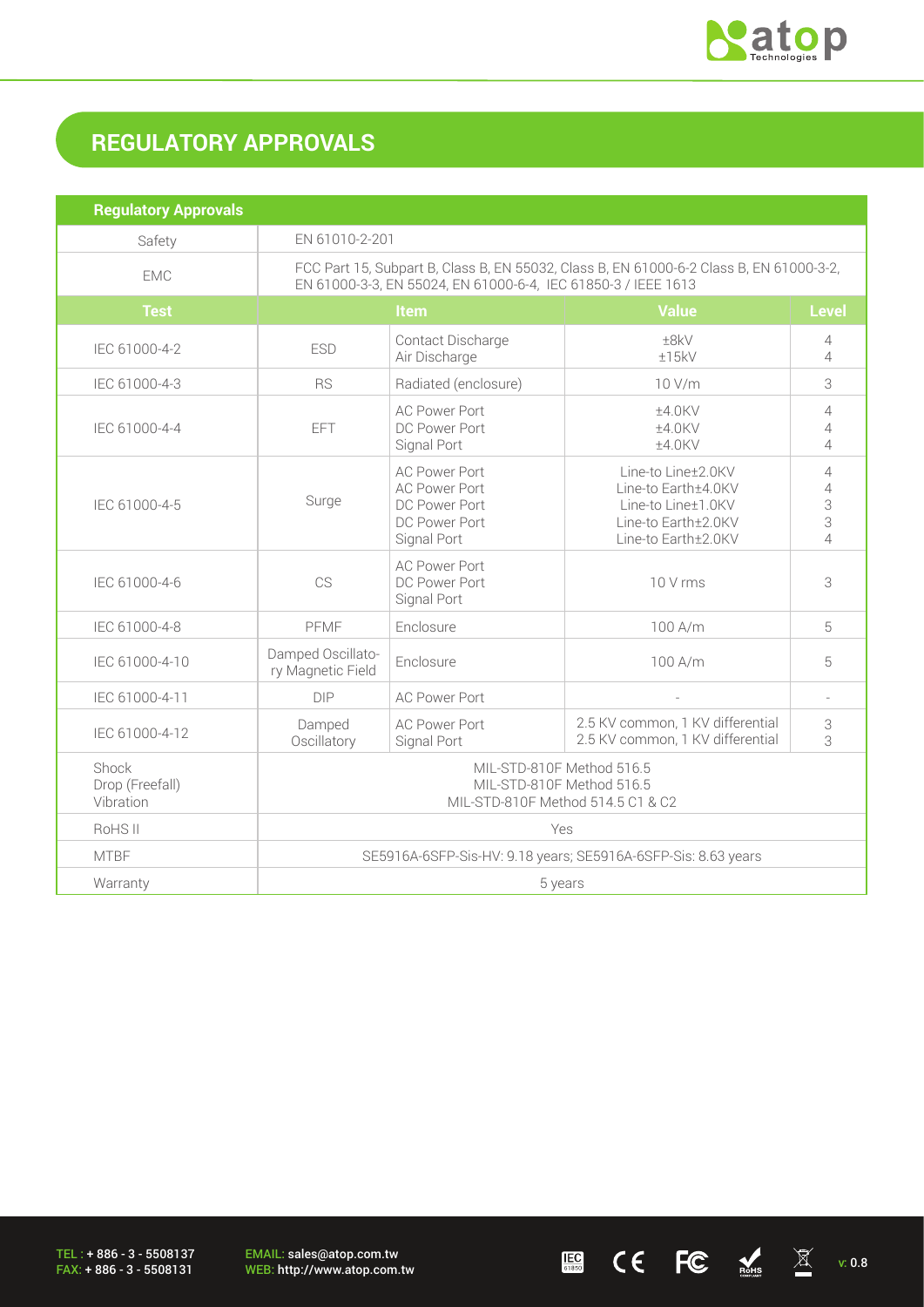## REGULATORY APPROVALS

| Regulatory Approvals | | | | |
|---|---|---|---|---|
| Safety | EN 61010-2-201 | | | |
| EMC | FCC Part 15, Subpart B, Class B, EN 55032, Class B, EN 61000-6-2 Class B, EN 61000-3-2, EN 61000-3-3, EN 55024, EN 61000-6-4, IEC 61850-3 / IEEE 1613 | | | |
| **Test** | **Item** | | **Value** | **Level** |
| IEC 61000-4-2 | ESD | Contact Discharge<br>Air Discharge | ±8kV<br>±15kV | 4<br>4 |
| IEC 61000-4-3 | RS | Radiated (enclosure) | 10 V/m | 3 |
| IEC 61000-4-4 | EFT | AC Power Port<br>DC Power Port<br>Signal Port | ±4.0KV<br>±4.0KV<br>±4.0KV | 4<br>4<br>4 |
| IEC 61000-4-5 | Surge | AC Power Port<br>AC Power Port<br>DC Power Port<br>DC Power Port<br>Signal Port | Line-to Line±2.0KV<br>Line-to Earth±4.0KV<br>Line-to Line±1.0KV<br>Line-to Earth±2.0KV<br>Line-to Earth±2.0KV | 4<br>4<br>3<br>3<br>4 |
| IEC 61000-4-6 | CS | AC Power Port<br>DC Power Port<br>Signal Port | 10 V rms | 3 |
| IEC 61000-4-8 | PFMF | Enclosure | 100 A/m | 5 |
| IEC 61000-4-10 | Damped Oscillatory Magnetic Field | Enclosure | 100 A/m | 5 |
| IEC 61000-4-11 | DIP | AC Power Port | - | - |
| IEC 61000-4-12 | Damped Oscillatory | AC Power Port<br>Signal Port | 2.5 KV common, 1 KV differential<br>2.5 KV common, 1 KV differential | 3<br>3 |
| Shock<br>Drop (Freefall)<br>Vibration | MIL-STD-810F Method 516.5<br>MIL-STD-810F Method 516.5<br>MIL-STD-810F Method 514.5 C1 & C2 | | | |
| RoHS II | Yes | | | |
| MTBF | SE5916A-6SFP-Sis-HV: 9.18 years; SE5916A-6SFP-Sis: 8.63 years | | | |
| Warranty | 5 years | | | |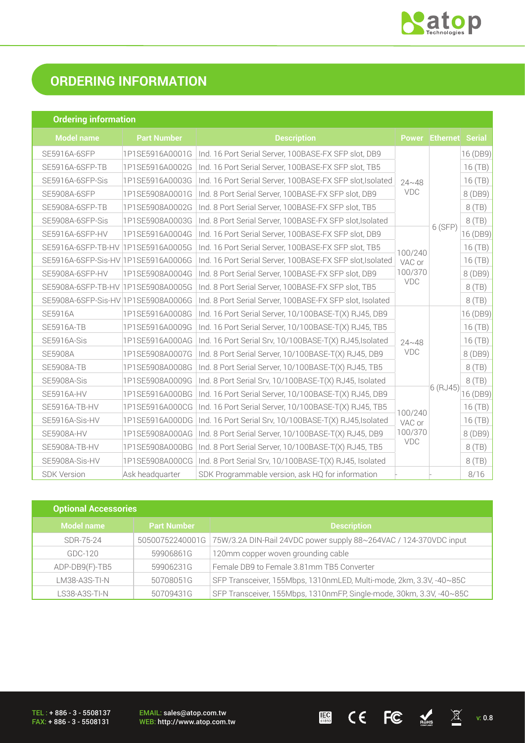# ORDERING INFORMATION

## Ordering information

| Model name | Part Number | Description | Power | Ethernet | Serial |
|---|---|---|---|---|---|
| SE5916A-6SFP | 1P1SE5916A0001G | Ind. 16 Port Serial Server, 100BASE-FX SFP slot, DB9 | 24~48 VDC | 6 (SFP) | 16 (DB9) |
| SE5916A-6SFP-TB | 1P1SE5916A0002G | Ind. 16 Port Serial Server, 100BASE-FX SFP slot, TB5 | | | 16 (TB) |
| SE5916A-6SFP-Sis | 1P1SE5916A0003G | Ind. 16 Port Serial Server, 100BASE-FX SFP slot,Isolated | | | 16 (TB) |
| SE5908A-6SFP | 1P1SE5908A0001G | Ind. 8 Port Serial Server, 100BASE-FX SFP slot, DB9 | | | 8 (DB9) |
| SE5908A-6SFP-TB | 1P1SE5908A0002G | Ind. 8 Port Serial Server, 100BASE-FX SFP slot, TB5 | | | 8 (TB) |
| SE5908A-6SFP-Sis | 1P1SE5908A0003G | Ind. 8 Port Serial Server, 100BASE-FX SFP slot,Isolated | | | 8 (TB) |
| SE5916A-6SFP-HV | 1P1SE5916A0004G | Ind. 16 Port Serial Server, 100BASE-FX SFP slot, DB9 | 100/240 VAC or 100/370 VDC | | 16 (DB9) |
| SE5916A-6SFP-TB-HV | 1P1SE5916A0005G | Ind. 16 Port Serial Server, 100BASE-FX SFP slot, TB5 | | | 16 (TB) |
| SE5916A-6SFP-Sis-HV | 1P1SE5916A0006G | Ind. 16 Port Serial Server, 100BASE-FX SFP slot,Isolated | | | 16 (TB) |
| SE5908A-6SFP-HV | 1P1SE5908A0004G | Ind. 8 Port Serial Server, 100BASE-FX SFP slot, DB9 | | | 8 (DB9) |
| SE5908A-6SFP-TB-HV | 1P1SE5908A0005G | Ind. 8 Port Serial Server, 100BASE-FX SFP slot, TB5 | | | 8 (TB) |
| SE5908A-6SFP-Sis-HV | 1P1SE5908A0006G | Ind. 8 Port Serial Server, 100BASE-FX SFP slot, Isolated | | | 8 (TB) |
| SE5916A | 1P1SE5916A0008G | Ind. 16 Port Serial Server, 10/100BASE-T(X) RJ45, DB9 | 24~48 VDC | 6 (RJ45) | 16 (DB9) |
| SE5916A-TB | 1P1SE5916A0009G | Ind. 16 Port Serial Server, 10/100BASE-T(X) RJ45, TB5 | | | 16 (TB) |
| SE5916A-Sis | 1P1SE5916A000AG | Ind. 16 Port Serial Srv, 10/100BASE-T(X) RJ45,Isolated | | | 16 (TB) |
| SE5908A | 1P1SE5908A0007G | Ind. 8 Port Serial Server, 10/100BASE-T(X) RJ45, DB9 | | | 8 (DB9) |
| SE5908A-TB | 1P1SE5908A0008G | Ind. 8 Port Serial Server, 10/100BASE-T(X) RJ45, TB5 | | | 8 (TB) |
| SE5908A-Sis | 1P1SE5908A0009G | Ind. 8 Port Serial Srv, 10/100BASE-T(X) RJ45, Isolated | | | 8 (TB) |
| SE5916A-HV | 1P1SE5916A000BG | Ind. 16 Port Serial Server, 10/100BASE-T(X) RJ45, DB9 | 100/240 VAC or 100/370 VDC | | 16 (DB9) |
| SE5916A-TB-HV | 1P1SE5916A000CG | Ind. 16 Port Serial Server, 10/100BASE-T(X) RJ45, TB5 | | | 16 (TB) |
| SE5916A-Sis-HV | 1P1SE5916A000DG | Ind. 16 Port Serial Srv, 10/100BASE-T(X) RJ45,Isolated | | | 16 (TB) |
| SE5908A-HV | 1P1SE5908A000AG | Ind. 8 Port Serial Server, 10/100BASE-T(X) RJ45, DB9 | | | 8 (DB9) |
| SE5908A-TB-HV | 1P1SE5908A000BG | Ind. 8 Port Serial Server, 10/100BASE-T(X) RJ45, TB5 | | | 8 (TB) |
| SE5908A-Sis-HV | 1P1SE5908A000CG | Ind. 8 Port Serial Srv, 10/100BASE-T(X) RJ45, Isolated | | | 8 (TB) |
| SDK Version | Ask headquarter | SDK Programmable version, ask HQ for information | - | - | 8/16 |

## Optional Accessories

| Model name | Part Number | Description |
|---|---|---|
| SDR-75-24 | 50500752240001G | 75W/3.2A DIN-Rail 24VDC power supply 88~264VAC / 124-370VDC input |
| GDC-120 | 59906861G | 120mm copper woven grounding cable |
| ADP-DB9(F)-TB5 | 59906231G | Female DB9 to Female 3.81mm TB5 Converter |
| LM38-A3S-TI-N | 50708051G | SFP Transceiver, 155Mbps, 1310nmLED, Multi-mode, 2km, 3.3V, -40~85C |
| LS38-A3S-TI-N | 50709431G | SFP Transceiver, 155Mbps, 1310nmFP, Single-mode, 30km, 3.3V, -40~85C |

TEL : + 886 - 3 - 5508137
FAX: + 886 - 3 - 5508131

EMAIL: sales@atop.com.tw
WEB: http://www.atop.com.tw

v: 0.8